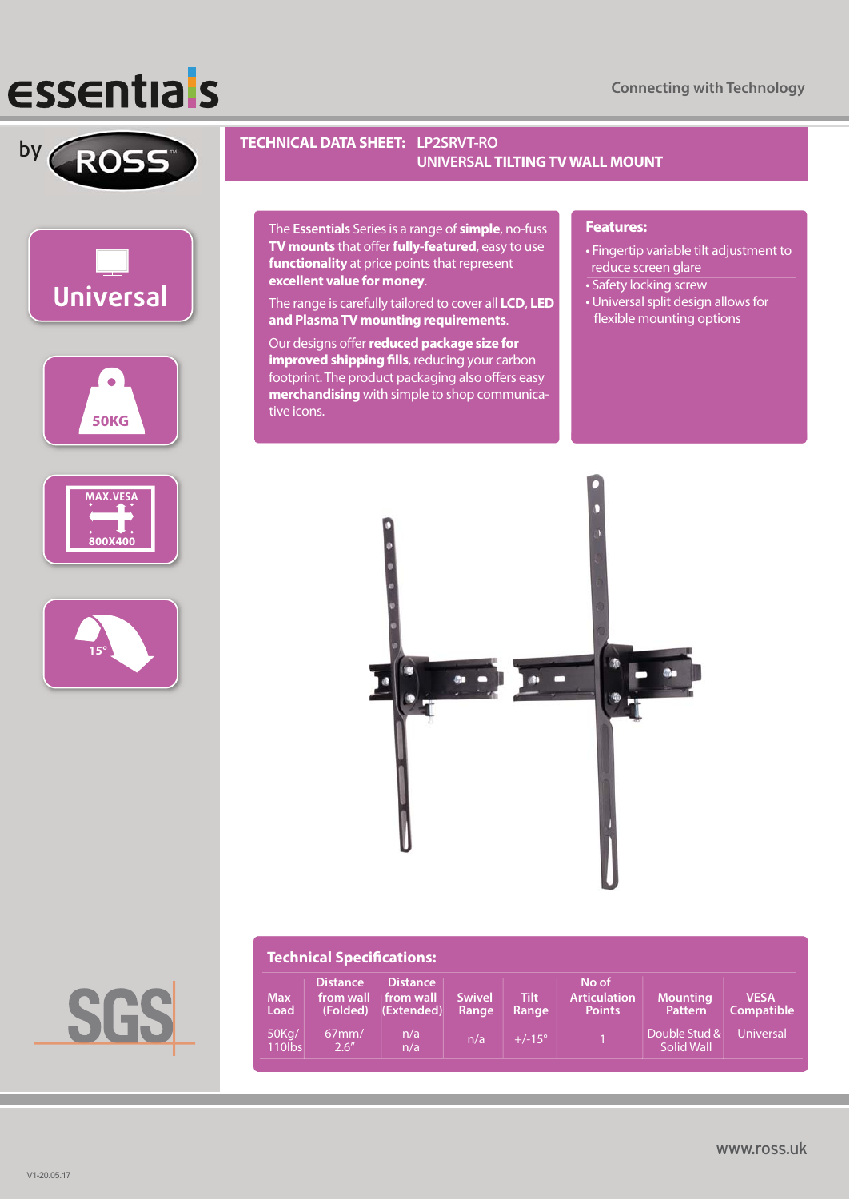essentials

Connecting with Technology

by ROSS

Universal

50KG

MAX.VESA 800X400

15°

# TECHNICAL DATA SHEET: LP2SRVT-RO
## UNIVERSAL TILTING TV WALL MOUNT

The **Essentials** Series is a range of **simple**, no-fuss **TV mounts** that offer **fully-featured**, easy to use **functionality** at price points that represent **excellent value for money**.

The range is carefully tailored to cover all **LCD, LED and Plasma TV mounting requirements**.

Our designs offer **reduced package size for improved shipping fills**, reducing your carbon footprint. The product packaging also offers easy **merchandising** with simple to shop communicative icons.

### Features:

- Fingertip variable tilt adjustment to reduce screen glare
- Safety locking screw
- Universal split design allows for flexible mounting options

### Technical Specifications:

| Max Load | Distance from wall (Folded) | Distance from wall (Extended) | Swivel Range | Tilt Range | No of Articulation Points | Mounting Pattern | VESA Compatible |
|---|---|---|---|---|---|---|---|
| 50Kg/ 110lbs | 67mm/ 2.6″ | n/a n/a | n/a | +/-15° | 1 | Double Stud & Solid Wall | Universal |

SGS

www.ross.uk

V1-20.05.17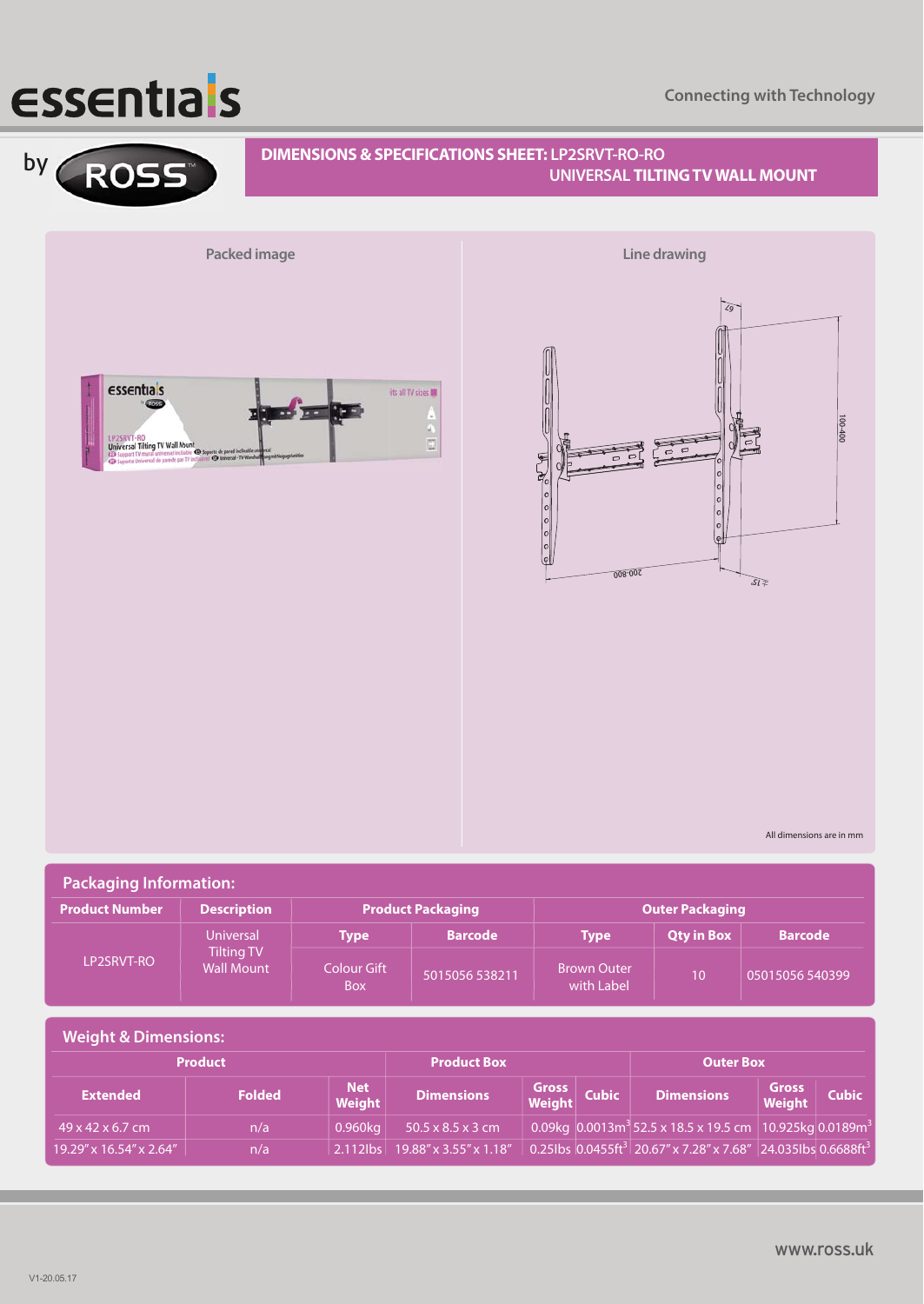# DIMENSIONS & SPECIFICATIONS SHEET: LP2SRVT-RO-RO

## UNIVERSAL TILTING TV WALL MOUNT

Packed image

Line drawing

67

100-400

200-800

±15

All dimensions are in mm

## Packaging Information:

| Product Number | Description | Product Packaging | | Outer Packaging | | |
|---|---|---|---|---|---|---|
| | | Type | Barcode | Type | Qty in Box | Barcode |
| LP2SRVT-RO | Universal Tilting TV Wall Mount | Colour Gift Box | 5015056 538211 | Brown Outer with Label | 10 | 05015056 540399 |

## Weight & Dimensions:

| Product | | | Product Box | | | Outer Box | | |
|---|---|---|---|---|---|---|---|---|
| Extended | Folded | Net Weight | Dimensions | Gross Weight | Cubic | Dimensions | Gross Weight | Cubic |
| 49 x 42 x 6.7 cm | n/a | 0.960kg | 50.5 x 8.5 x 3 cm | 0.09kg | 0.0013m³ | 52.5 x 18.5 x 19.5 cm | 10.925kg | 0.0189m³ |
| 19.29" x 16.54" x 2.64" | n/a | 2.112lbs | 19.88" x 3.55" x 1.18" | 0.25lbs | 0.0455ft³ | 20.67" x 7.28" x 7.68" | 24.035lbs | 0.6688ft³ |

www.ross.uk

V1-20.05.17